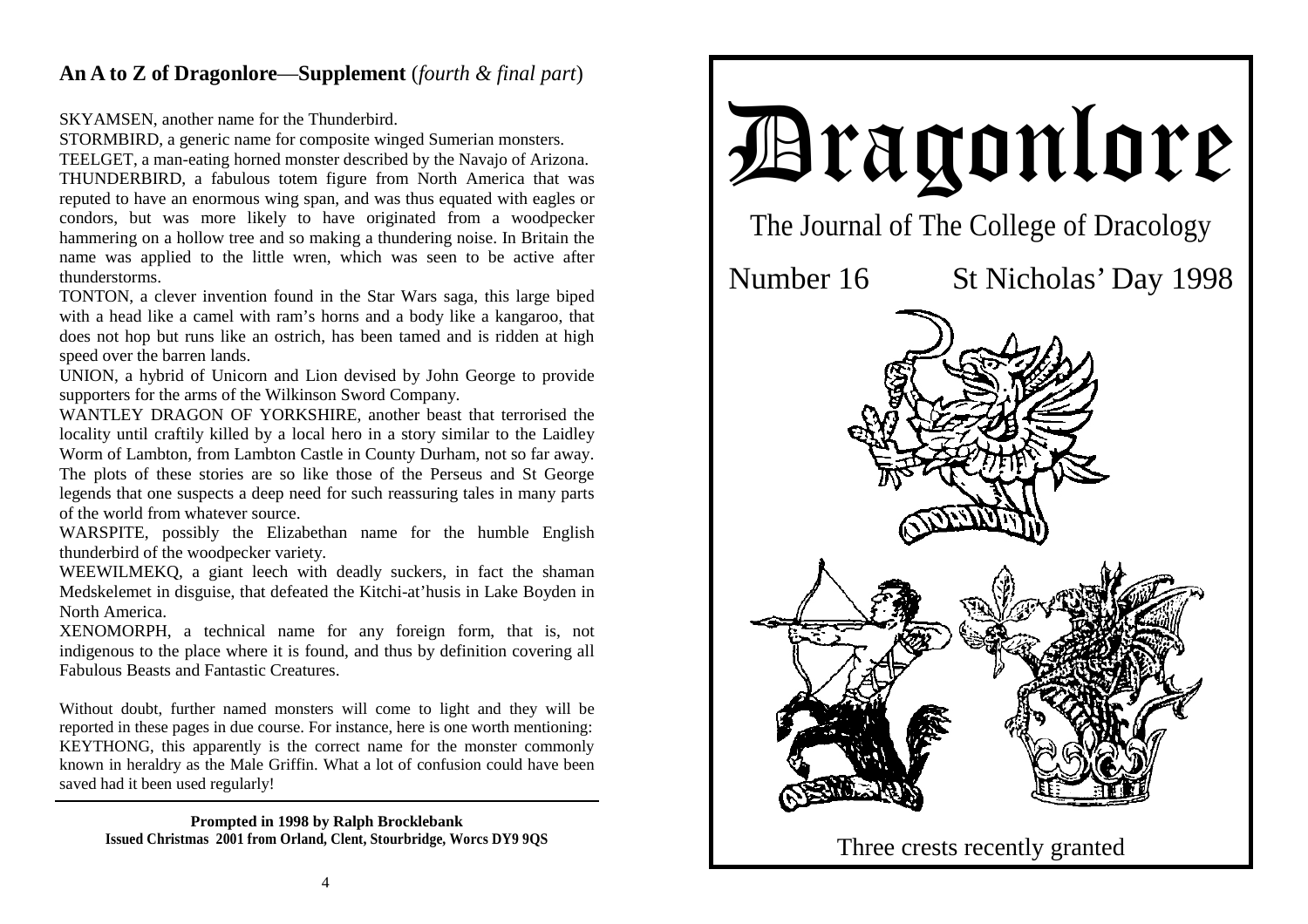## An A to Z of Dragonlore—Supplement (*fourth & final part*)

SKYAMSEN, another name for the Thunderbird.

STORMBIRD, a generic name for composite winged Sumerian monsters.

TEELGET, a man-eating horned monster described by the Navajo of Arizona.

THUNDERBIRD, a fabulous totem figure from North America that was reputed to have an enormous wing span, and was thus equated with eagles or condors, but was more likely to have originated from a woodpecker hammering on a hollow tree and so making a thundering noise. In Britain the name was applied to the little wren, which was seen to be active after thunderstorms.

TONTON, a clever invention found in the Star Wars saga, this large biped with a head like a camel with ram's horns and a body like a kangaroo, that does not hop but runs like an ostrich, has been tamed and is ridden at high speed over the barren lands.

UNION, a hybrid of Unicorn and Lion devised by John George to provide supporters for the arms of the Wilkinson Sword Company.

WANTLEY DRAGON OF YORKSHIRE, another beast that terrorised the locality until craftily killed by a local hero in a story similar to the Laidley Worm of Lambton, from Lambton Castle in County Durham, not so far away. The plots of these stories are so like those of the Perseus and St George legends that one suspects a deep need for such reassuring tales in many parts of the world from whatever source.

WARSPITE, possibly the Elizabethan name for the humble English thunderbird of the woodpecker variety.

WEEWILMEKQ, a giant leech with deadly suckers, in fact the shaman Medskelemet in disguise, that defeated the Kitchi-at'husis in Lake Boyden in North America.

XENOMORPH, a technical name for any foreign form, that is, not indigenous to the place where it is found, and thus by definition covering all Fabulous Beasts and Fantastic Creatures.

Without doubt, further named monsters will come to light and they will be reported in these pages in due course. For instance, here is one worth mentioning: KEYTHONG, this apparently is the correct name for the monster commonly known in heraldry as the Male Griffin. What a lot of confusion could have been saved had it been used regularly!

---

**Prompted in 1998 by Ralph Brocklebank**
**Issued Christmas 2001 from Orland, Clent, Stourbridge, Worcs DY9 9QS**

# Dragonlore

The Journal of The College of Dracology

Number 16 St Nicholas' Day 1998

Three crests recently granted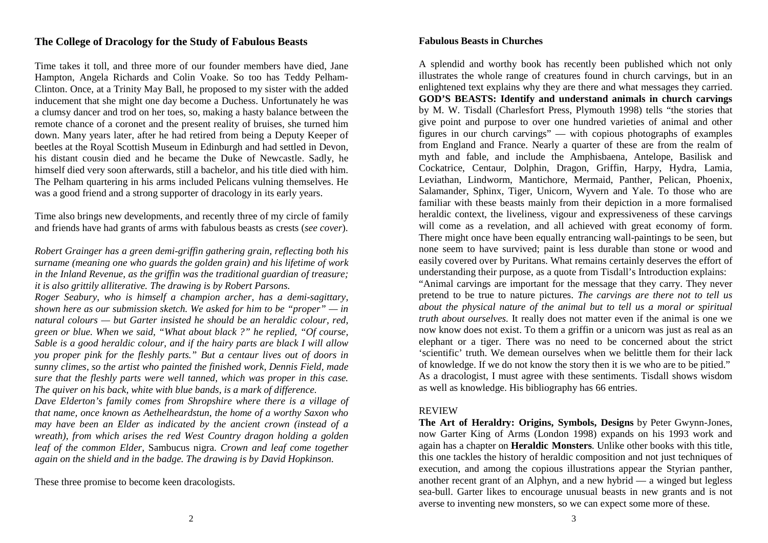## The College of Dracology for the Study of Fabulous Beasts

Time takes it toll, and three more of our founder members have died, Jane Hampton, Angela Richards and Colin Voake. So too has Teddy Pelham-Clinton. Once, at a Trinity May Ball, he proposed to my sister with the added inducement that she might one day become a Duchess. Unfortunately he was a clumsy dancer and trod on her toes, so, making a hasty balance between the remote chance of a coronet and the present reality of bruises, she turned him down. Many years later, after he had retired from being a Deputy Keeper of beetles at the Royal Scottish Museum in Edinburgh and had settled in Devon, his distant cousin died and he became the Duke of Newcastle. Sadly, he himself died very soon afterwards, still a bachelor, and his title died with him. The Pelham quartering in his arms included Pelicans vulning themselves. He was a good friend and a strong supporter of dracology in its early years.

Time also brings new developments, and recently three of my circle of family and friends have had grants of arms with fabulous beasts as crests (*see cover*).

*Robert Grainger has a green demi-griffin gathering grain, reflecting both his surname (meaning one who guards the golden grain) and his lifetime of work in the Inland Revenue, as the griffin was the traditional guardian of treasure; it is also grittily alliterative. The drawing is by Robert Parsons.*

*Roger Seabury, who is himself a champion archer, has a demi-sagittary, shown here as our submission sketch. We asked for him to be "proper" — in natural colours — but Garter insisted he should be an heraldic colour, red, green or blue. When we said, "What about black ?" he replied, "Of course, Sable is a good heraldic colour, and if the hairy parts are black I will allow you proper pink for the fleshly parts." But a centaur lives out of doors in sunny climes, so the artist who painted the finished work, Dennis Field, made sure that the fleshly parts were well tanned, which was proper in this case. The quiver on his back, white with blue bands, is a mark of difference.*

*Dave Elderton's family comes from Shropshire where there is a village of that name, once known as Aethelheardstun, the home of a worthy Saxon who may have been an Elder as indicated by the ancient crown (instead of a wreath), from which arises the red West Country dragon holding a golden leaf of the common Elder,* Sambucus nigra. *Crown and leaf come together again on the shield and in the badge. The drawing is by David Hopkinson.*

These three promise to become keen dracologists.

### Fabulous Beasts in Churches

A splendid and worthy book has recently been published which not only illustrates the whole range of creatures found in church carvings, but in an enlightened text explains why they are there and what messages they carried. **GOD'S BEASTS: Identify and understand animals in church carvings** by M. W. Tisdall (Charlesfort Press, Plymouth 1998) tells "the stories that give point and purpose to over one hundred varieties of animal and other figures in our church carvings" — with copious photographs of examples from England and France. Nearly a quarter of these are from the realm of myth and fable, and include the Amphisbaena, Antelope, Basilisk and Cockatrice, Centaur, Dolphin, Dragon, Griffin, Harpy, Hydra, Lamia, Leviathan, Lindworm, Mantichore, Mermaid, Panther, Pelican, Phoenix, Salamander, Sphinx, Tiger, Unicorn, Wyvern and Yale. To those who are familiar with these beasts mainly from their depiction in a more formalised heraldic context, the liveliness, vigour and expressiveness of these carvings will come as a revelation, and all achieved with great economy of form. There might once have been equally entrancing wall-paintings to be seen, but none seem to have survived; paint is less durable than stone or wood and easily covered over by Puritans. What remains certainly deserves the effort of understanding their purpose, as a quote from Tisdall's Introduction explains:
"Animal carvings are important for the message that they carry. They never pretend to be true to nature pictures. *The carvings are there not to tell us about the physical nature of the animal but to tell us a moral or spiritual truth about ourselves.* It really does not matter even if the animal is one we now know does not exist. To them a griffin or a unicorn was just as real as an elephant or a tiger. There was no need to be concerned about the strict 'scientific' truth. We demean ourselves when we belittle them for their lack of knowledge. If we do not know the story then it is we who are to be pitied."
As a dracologist, I must agree with these sentiments. Tisdall shows wisdom as well as knowledge. His bibliography has 66 entries.

### REVIEW

**The Art of Heraldry: Origins, Symbols, Designs** by Peter Gwynn-Jones, now Garter King of Arms (London 1998) expands on his 1993 work and again has a chapter on **Heraldic Monsters**. Unlike other books with this title, this one tackles the history of heraldic composition and not just techniques of execution, and among the copious illustrations appear the Styrian panther, another recent grant of an Alphyn, and a new hybrid — a winged but legless sea-bull. Garter likes to encourage unusual beasts in new grants and is not averse to inventing new monsters, so we can expect some more of these.